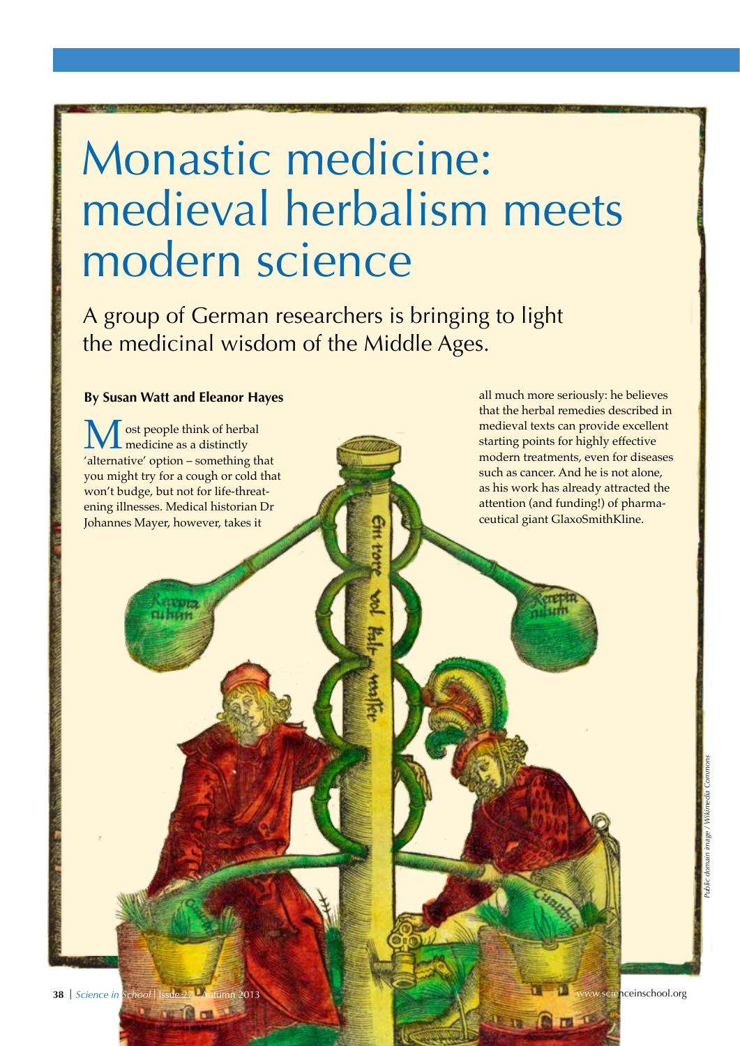# Monastic medicine: medieval herbalism meets modern science

## A group of German researchers is bringing to light the medicinal wisdom of the Middle Ages.

**By Susan Watt and Eleanor Hayes**

Most people think of herbal medicine as a distinctly 'alternative' option – something that you might try for a cough or cold that won't budge, but not for life-threatening illnesses. Medical historian Dr Johannes Mayer, however, takes it all much more seriously: he believes that the herbal remedies described in medieval texts can provide excellent starting points for highly effective modern treatments, even for diseases such as cancer. And he is not alone, as his work has already attracted the attention (and funding!) of pharmaceutical giant GlaxoSmithKline.

*Public domain image / Wikimedia Commons*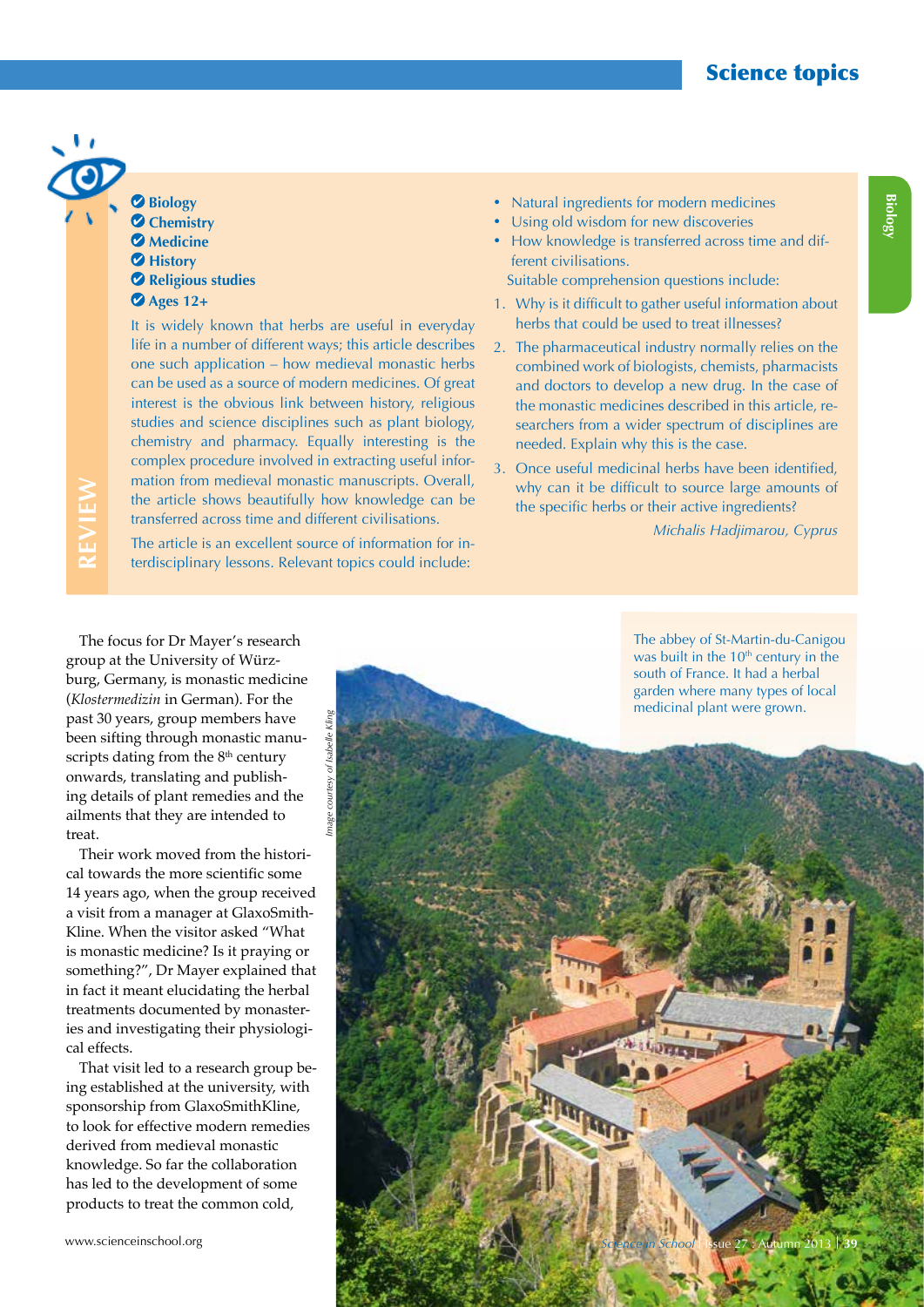## REVIEW

- Biology
- Chemistry
- Medicine
- History
- Religious studies
- Ages 12+

It is widely known that herbs are useful in everyday life in a number of different ways; this article describes one such application – how medieval monastic herbs can be used as a source of modern medicines. Of great interest is the obvious link between history, religious studies and science disciplines such as plant biology, chemistry and pharmacy. Equally interesting is the complex procedure involved in extracting useful information from medieval monastic manuscripts. Overall, the article shows beautifully how knowledge can be transferred across time and different civilisations.

The article is an excellent source of information for interdisciplinary lessons. Relevant topics could include:

- Natural ingredients for modern medicines
- Using old wisdom for new discoveries
- How knowledge is transferred across time and different civilisations.

Suitable comprehension questions include:

1. Why is it difficult to gather useful information about herbs that could be used to treat illnesses?
2. The pharmaceutical industry normally relies on the combined work of biologists, chemists, pharmacists and doctors to develop a new drug. In the case of the monastic medicines described in this article, researchers from a wider spectrum of disciplines are needed. Explain why this is the case.
3. Once useful medicinal herbs have been identified, why can it be difficult to source large amounts of the specific herbs or their active ingredients?

*Michalis Hadjimarou, Cyprus*

The focus for Dr Mayer's research group at the University of Würzburg, Germany, is monastic medicine (*Klostermedizin* in German). For the past 30 years, group members have been sifting through monastic manuscripts dating from the 8th century onwards, translating and publishing details of plant remedies and the ailments that they are intended to treat.

Their work moved from the historical towards the more scientific some 14 years ago, when the group received a visit from a manager at GlaxoSmithKline. When the visitor asked "What is monastic medicine? Is it praying or something?", Dr Mayer explained that in fact it meant elucidating the herbal treatments documented by monasteries and investigating their physiological effects.

That visit led to a research group being established at the university, with sponsorship from GlaxoSmithKline, to look for effective modern remedies derived from medieval monastic knowledge. So far the collaboration has led to the development of some products to treat the common cold,

*Image courtesy of Isabelle Kling*

The abbey of St-Martin-du-Canigou was built in the 10th century in the south of France. It had a herbal garden where many types of local medicinal plant were grown.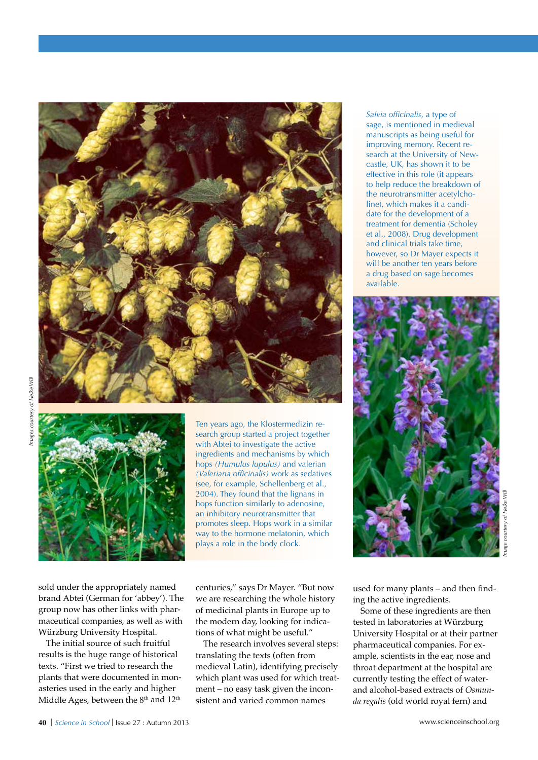*Salvia officinalis*, a type of sage, is mentioned in medieval manuscripts as being useful for improving memory. Recent research at the University of Newcastle, UK, has shown it to be effective in this role (it appears to help reduce the breakdown of the neurotransmitter acetylcholine), which makes it a candidate for the development of a treatment for dementia (Scholey et al., 2008). Drug development and clinical trials take time, however, so Dr Mayer expects it will be another ten years before a drug based on sage becomes available.

Ten years ago, the Klostermedizin research group started a project together with Abtei to investigate the active ingredients and mechanisms by which hops *(Humulus lupulus)* and valerian *(Valeriana officinalis)* work as sedatives (see, for example, Schellenberg et al., 2004). They found that the lignans in hops function similarly to adenosine, an inhibitory neurotransmitter that promotes sleep. Hops work in a similar way to the hormone melatonin, which plays a role in the body clock.

*Images courtesy of Heike Will*

*Image courtesy of Heike Will*

sold under the appropriately named brand Abtei (German for 'abbey'). The group now has other links with pharmaceutical companies, as well as with Würzburg University Hospital.

The initial source of such fruitful results is the huge range of historical texts. "First we tried to research the plants that were documented in monasteries used in the early and higher Middle Ages, between the 8th and 12th centuries," says Dr Mayer. "But now we are researching the whole history of medicinal plants in Europe up to the modern day, looking for indications of what might be useful."

The research involves several steps: translating the texts (often from medieval Latin), identifying precisely which plant was used for which treatment – no easy task given the inconsistent and varied common names used for many plants – and then finding the active ingredients.

Some of these ingredients are then tested in laboratories at Würzburg University Hospital or at their partner pharmaceutical companies. For example, scientists in the ear, nose and throat department at the hospital are currently testing the effect of water- and alcohol-based extracts of *Osmunda regalis* (old world royal fern) and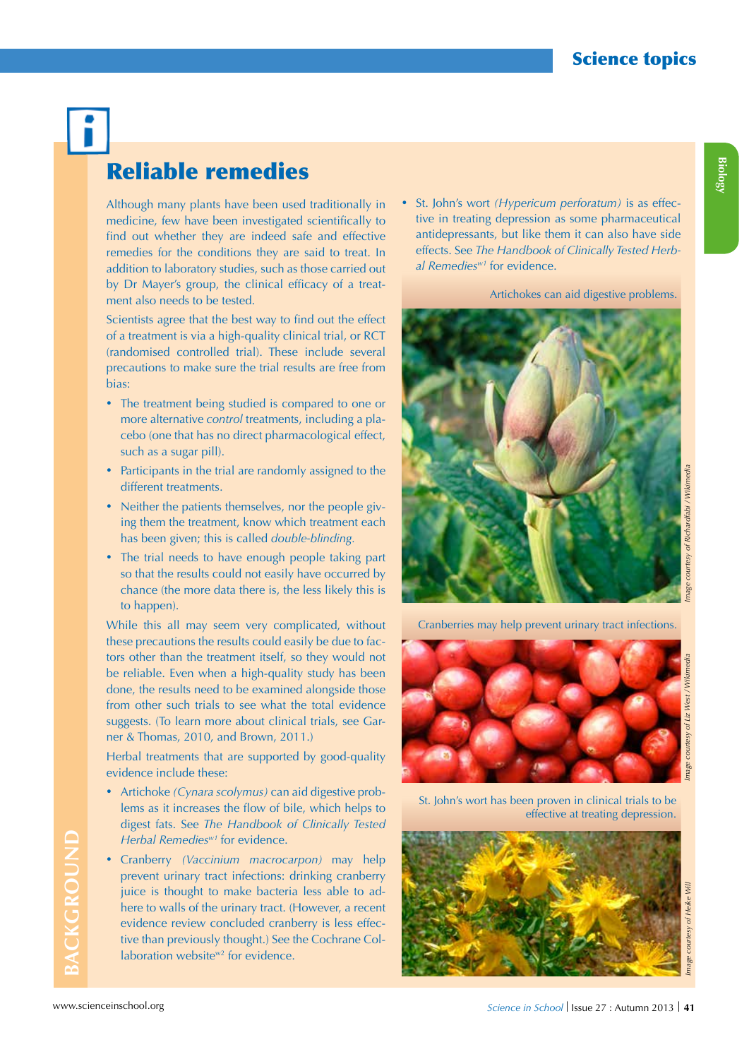# Reliable remedies

Although many plants have been used traditionally in medicine, few have been investigated scientifically to find out whether they are indeed safe and effective remedies for the conditions they are said to treat. In addition to laboratory studies, such as those carried out by Dr Mayer's group, the clinical efficacy of a treatment also needs to be tested.

Scientists agree that the best way to find out the effect of a treatment is via a high-quality clinical trial, or RCT (randomised controlled trial). These include several precautions to make sure the trial results are free from bias:

- The treatment being studied is compared to one or more alternative *control* treatments, including a placebo (one that has no direct pharmacological effect, such as a sugar pill).
- Participants in the trial are randomly assigned to the different treatments.
- Neither the patients themselves, nor the people giving them the treatment, know which treatment each has been given; this is called *double-blinding.*
- The trial needs to have enough people taking part so that the results could not easily have occurred by chance (the more data there is, the less likely this is to happen).

While this all may seem very complicated, without these precautions the results could easily be due to factors other than the treatment itself, so they would not be reliable. Even when a high-quality study has been done, the results need to be examined alongside those from other such trials to see what the total evidence suggests. (To learn more about clinical trials, see Garner & Thomas, 2010, and Brown, 2011.)

Herbal treatments that are supported by good-quality evidence include these:

- Artichoke *(Cynara scolymus)* can aid digestive problems as it increases the flow of bile, which helps to digest fats. See *The Handbook of Clinically Tested Herbal Remedies*[w1] for evidence.
- Cranberry *(Vaccinium macrocarpon)* may help prevent urinary tract infections: drinking cranberry juice is thought to make bacteria less able to adhere to walls of the urinary tract. (However, a recent evidence review concluded cranberry is less effective than previously thought.) See the Cochrane Collaboration website[w2] for evidence.
- St. John's wort *(Hypericum perforatum)* is as effective in treating depression as some pharmaceutical antidepressants, but like them it can also have side effects. See *The Handbook of Clinically Tested Herbal Remedies*[w1] for evidence.

Artichokes can aid digestive problems.

*Image courtesy of Richardfabi / Wikimedia*

Cranberries may help prevent urinary tract infections.

*Image courtesy of Liz West / Wikimedia*

St. John's wort has been proven in clinical trials to be effective at treating depression.

*Image courtesy of Heike Will*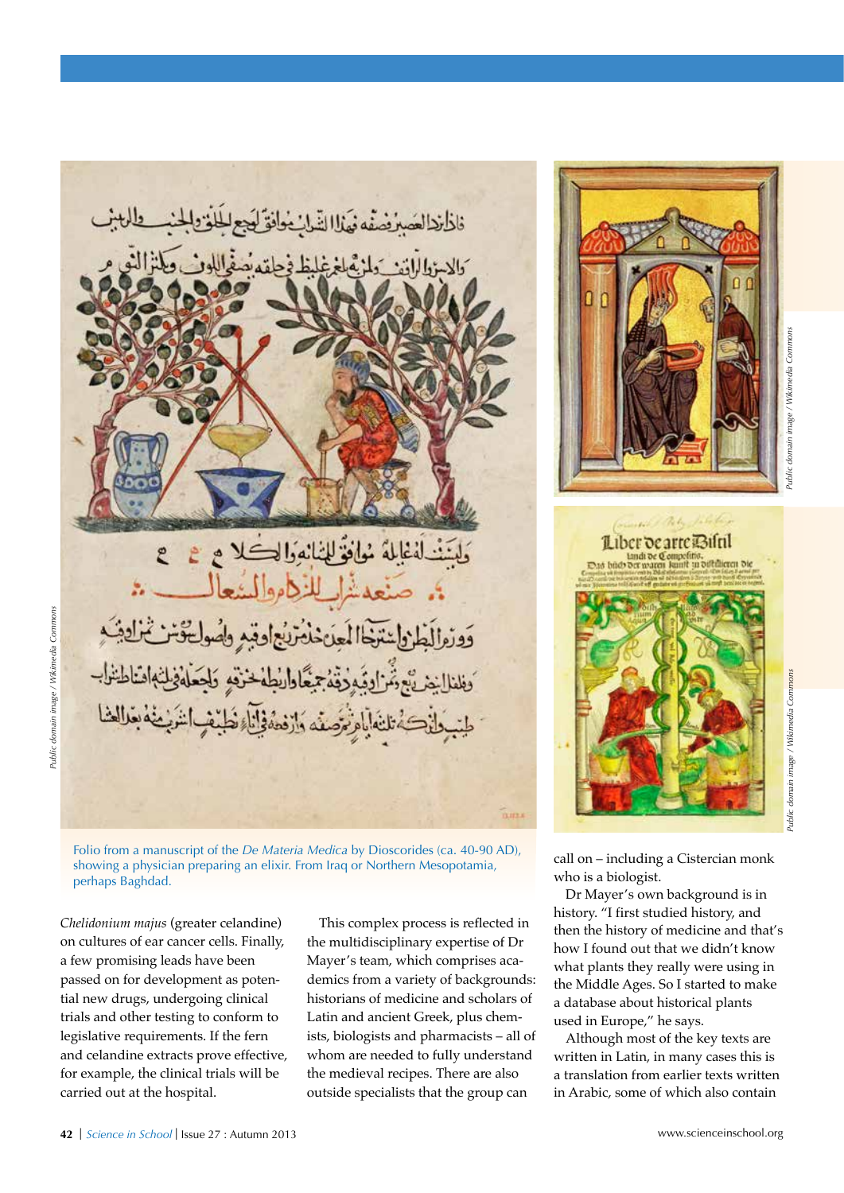Folio from a manuscript of the *De Materia Medica* by Dioscorides (ca. 40-90 AD), showing a physician preparing an elixir. From Iraq or Northern Mesopotamia, perhaps Baghdad.

Public domain image / Wikimedia Commons

*Chelidonium majus* (greater celandine) on cultures of ear cancer cells. Finally, a few promising leads have been passed on for development as potential new drugs, undergoing clinical trials and other testing to conform to legislative requirements. If the fern and celandine extracts prove effective, for example, the clinical trials will be carried out at the hospital.

This complex process is reflected in the multidisciplinary expertise of Dr Mayer's team, which comprises academics from a variety of backgrounds: historians of medicine and scholars of Latin and ancient Greek, plus chemists, biologists and pharmacists – all of whom are needed to fully understand the medieval recipes. There are also outside specialists that the group can call on – including a Cistercian monk who is a biologist.

Dr Mayer's own background is in history. "I first studied history, and then the history of medicine and that's how I found out that we didn't know what plants they really were using in the Middle Ages. So I started to make a database about historical plants used in Europe," he says.

Although most of the key texts are written in Latin, in many cases this is a translation from earlier texts written in Arabic, some of which also contain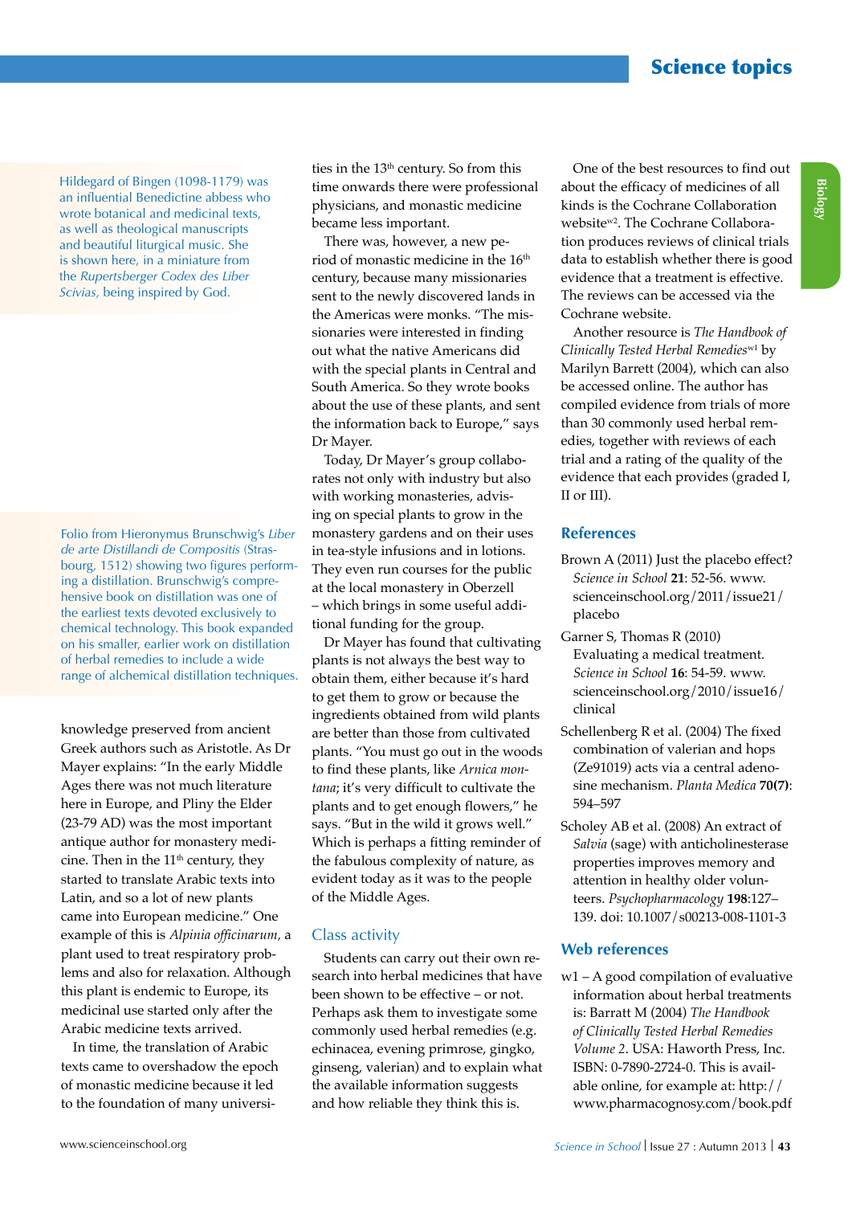Hildegard of Bingen (1098-1179) was an influential Benedictine abbess who wrote botanical and medicinal texts, as well as theological manuscripts and beautiful liturgical music. She is shown here, in a miniature from the *Rupertsberger Codex des Liber Scivias*, being inspired by God.

Folio from Hieronymus Brunschwig's *Liber de arte Distillandi de Compositis* (Strasbourg, 1512) showing two figures performing a distillation. Brunschwig's comprehensive book on distillation was one of the earliest texts devoted exclusively to chemical technology. This book expanded on his smaller, earlier work on distillation of herbal remedies to include a wide range of alchemical distillation techniques.

knowledge preserved from ancient Greek authors such as Aristotle. As Dr Mayer explains: "In the early Middle Ages there was not much literature here in Europe, and Pliny the Elder (23-79 AD) was the most important antique author for monastery medicine. Then in the 11th century, they started to translate Arabic texts into Latin, and so a lot of new plants came into European medicine." One example of this is *Alpinia officinarum*, a plant used to treat respiratory problems and also for relaxation. Although this plant is endemic to Europe, its medicinal use started only after the Arabic medicine texts arrived.

In time, the translation of Arabic texts came to overshadow the epoch of monastic medicine because it led to the foundation of many universities in the 13th century. So from this time onwards there were professional physicians, and monastic medicine became less important.

There was, however, a new period of monastic medicine in the 16th century, because many missionaries sent to the newly discovered lands in the Americas were monks. "The missionaries were interested in finding out what the native Americans did with the special plants in Central and South America. So they wrote books about the use of these plants, and sent the information back to Europe," says Dr Mayer.

Today, Dr Mayer's group collaborates not only with industry but also with working monasteries, advising on special plants to grow in the monastery gardens and on their uses in tea-style infusions and in lotions. They even run courses for the public at the local monastery in Oberzell – which brings in some useful additional funding for the group.

Dr Mayer has found that cultivating plants is not always the best way to obtain them, either because it's hard to get them to grow or because the ingredients obtained from wild plants are better than those from cultivated plants. "You must go out in the woods to find these plants, like *Arnica montana*; it's very difficult to cultivate the plants and to get enough flowers," he says. "But in the wild it grows well." Which is perhaps a fitting reminder of the fabulous complexity of nature, as evident today as it was to the people of the Middle Ages.

## Class activity

Students can carry out their own research into herbal medicines that have been shown to be effective – or not. Perhaps ask them to investigate some commonly used herbal remedies (e.g. echinacea, evening primrose, gingko, ginseng, valerian) and to explain what the available information suggests and how reliable they think this is.

One of the best resources to find out about the efficacy of medicines of all kinds is the Cochrane Collaboration website[w2]. The Cochrane Collaboration produces reviews of clinical trials data to establish whether there is good evidence that a treatment is effective. The reviews can be accessed via the Cochrane website.

Another resource is *The Handbook of Clinically Tested Herbal Remedies*[w1] by Marilyn Barrett (2004), which can also be accessed online. The author has compiled evidence from trials of more than 30 commonly used herbal remedies, together with reviews of each trial and a rating of the quality of the evidence that each provides (graded I, II or III).

## References

Brown A (2011) Just the placebo effect? *Science in School* **21**: 52-56. www.scienceinschool.org/2011/issue21/placebo

Garner S, Thomas R (2010) Evaluating a medical treatment. *Science in School* **16**: 54-59. www.scienceinschool.org/2010/issue16/clinical

Schellenberg R et al. (2004) The fixed combination of valerian and hops (Ze91019) acts via a central adenosine mechanism. *Planta Medica* **70(7)**: 594–597

Scholey AB et al. (2008) An extract of *Salvia* (sage) with anticholinesterase properties improves memory and attention in healthy older volunteers. *Psychopharmacology* **198**:127–139. doi: 10.1007/s00213-008-1101-3

## Web references

w1 – A good compilation of evaluative information about herbal treatments is: Barratt M (2004) *The Handbook of Clinically Tested Herbal Remedies Volume 2*. USA: Haworth Press, Inc. ISBN: 0-7890-2724-0. This is available online, for example at: http://www.pharmacognosy.com/book.pdf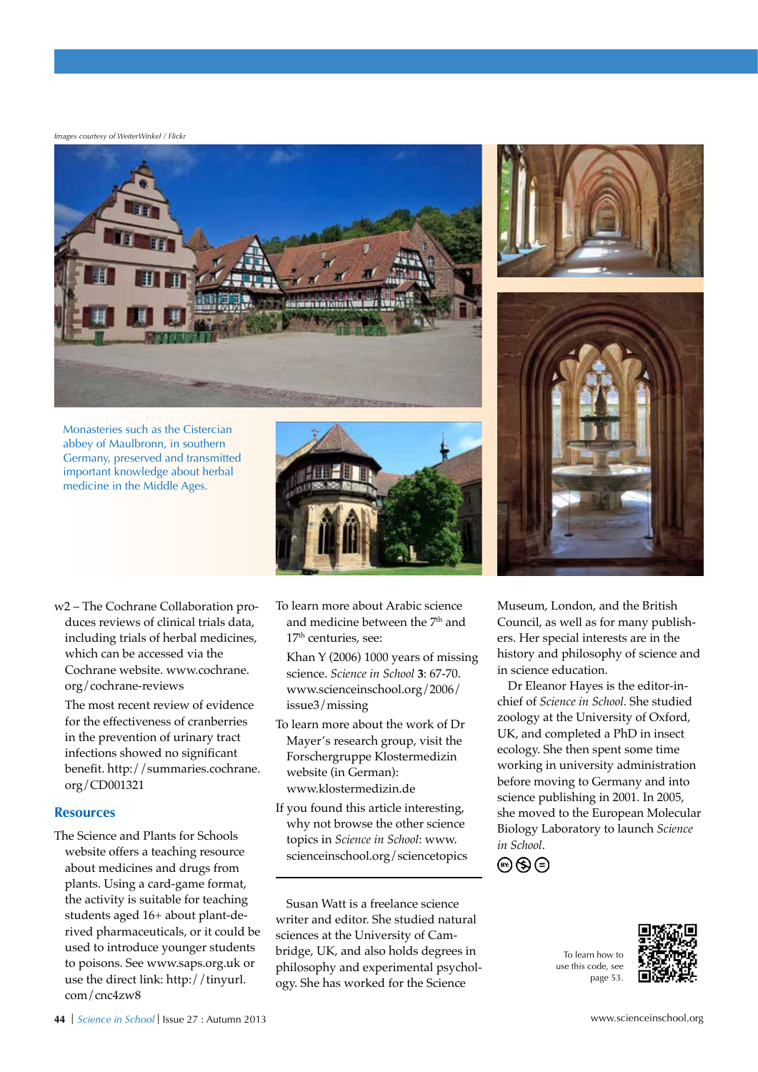Images courtesy of WeiterWinkel / Flickr

Monasteries such as the Cistercian abbey of Maulbronn, in southern Germany, preserved and transmitted important knowledge about herbal medicine in the Middle Ages.

w2 – The Cochrane Collaboration produces reviews of clinical trials data, including trials of herbal medicines, which can be accessed via the Cochrane website. www.cochrane.org/cochrane-reviews

The most recent review of evidence for the effectiveness of cranberries in the prevention of urinary tract infections showed no significant benefit. http://summaries.cochrane.org/CD001321

## Resources

The Science and Plants for Schools website offers a teaching resource about medicines and drugs from plants. Using a card-game format, the activity is suitable for teaching students aged 16+ about plant-derived pharmaceuticals, or it could be used to introduce younger students to poisons. See www.saps.org.uk or use the direct link: http://tinyurl.com/cnc4zw8

To learn more about Arabic science and medicine between the 7th and 17th centuries, see:

Khan Y (2006) 1000 years of missing science. *Science in School* **3**: 67-70. www.scienceinschool.org/2006/issue3/missing

To learn more about the work of Dr Mayer's research group, visit the Forschergruppe Klostermedizin website (in German): www.klostermedizin.de

If you found this article interesting, why not browse the other science topics in *Science in School*: www.scienceinschool.org/sciencetopics

---

Susan Watt is a freelance science writer and editor. She studied natural sciences at the University of Cambridge, UK, and also holds degrees in philosophy and experimental psychology. She has worked for the Science Museum, London, and the British Council, as well as for many publishers. Her special interests are in the history and philosophy of science and in science education.

Dr Eleanor Hayes is the editor-in-chief of *Science in School*. She studied zoology at the University of Oxford, UK, and completed a PhD in insect ecology. She then spent some time working in university administration before moving to Germany and into science publishing in 2001. In 2005, she moved to the European Molecular Biology Laboratory to launch *Science in School*.

To learn how to use this code, see page 53.